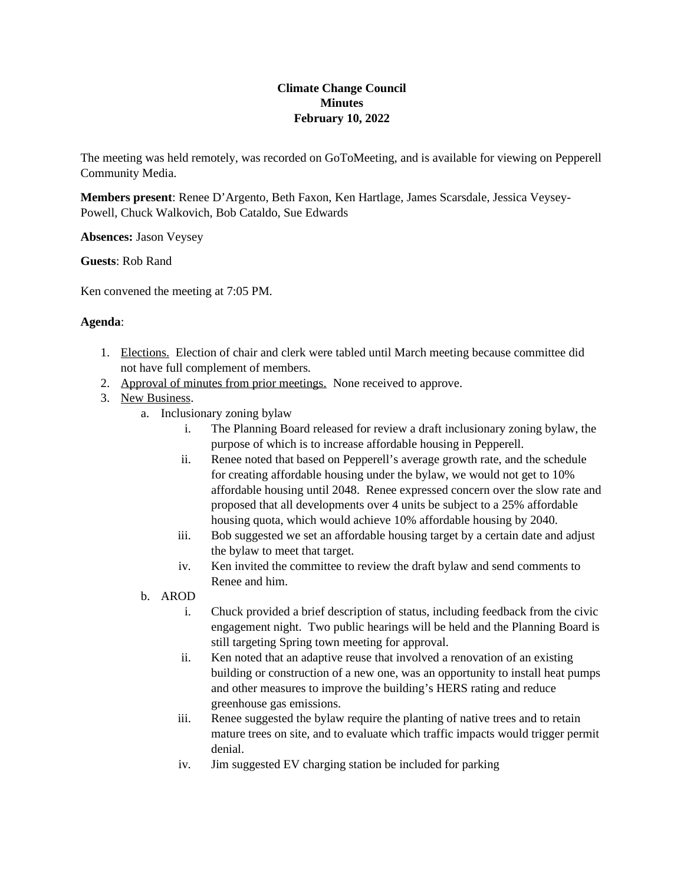**Climate Change Council**
**Minutes**
**February 10, 2022**

The meeting was held remotely, was recorded on GoToMeeting, and is available for viewing on Pepperell Community Media.

**Members present**: Renee D'Argento, Beth Faxon, Ken Hartlage, James Scarsdale, Jessica Veysey-Powell, Chuck Walkovich, Bob Cataldo, Sue Edwards

**Absences:** Jason Veysey

**Guests**: Rob Rand

Ken convened the meeting at 7:05 PM.

**Agenda**:

1. Elections. Election of chair and clerk were tabled until March meeting because committee did not have full complement of members.
2. Approval of minutes from prior meetings. None received to approve.
3. New Business.
    a. Inclusionary zoning bylaw
        i. The Planning Board released for review a draft inclusionary zoning bylaw, the purpose of which is to increase affordable housing in Pepperell.
        ii. Renee noted that based on Pepperell's average growth rate, and the schedule for creating affordable housing under the bylaw, we would not get to 10% affordable housing until 2048. Renee expressed concern over the slow rate and proposed that all developments over 4 units be subject to a 25% affordable housing quota, which would achieve 10% affordable housing by 2040.
        iii. Bob suggested we set an affordable housing target by a certain date and adjust the bylaw to meet that target.
        iv. Ken invited the committee to review the draft bylaw and send comments to Renee and him.
    b. AROD
        i. Chuck provided a brief description of status, including feedback from the civic engagement night. Two public hearings will be held and the Planning Board is still targeting Spring town meeting for approval.
        ii. Ken noted that an adaptive reuse that involved a renovation of an existing building or construction of a new one, was an opportunity to install heat pumps and other measures to improve the building's HERS rating and reduce greenhouse gas emissions.
        iii. Renee suggested the bylaw require the planting of native trees and to retain mature trees on site, and to evaluate which traffic impacts would trigger permit denial.
        iv. Jim suggested EV charging station be included for parking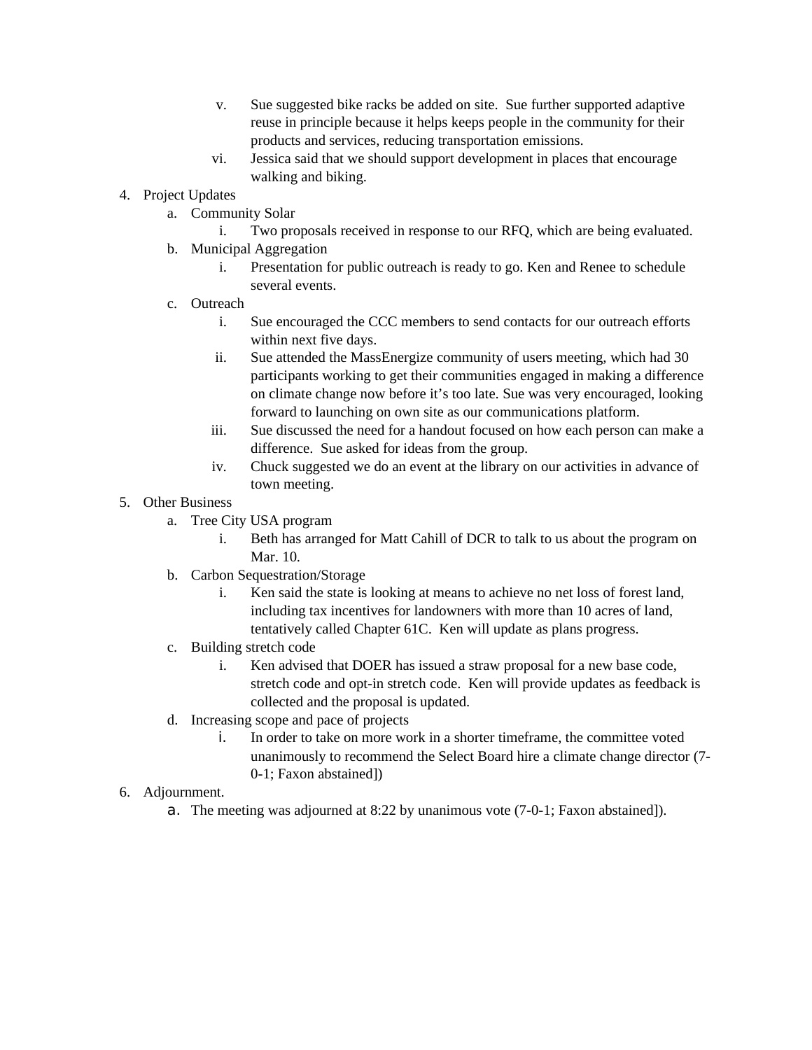v. Sue suggested bike racks be added on site.  Sue further supported adaptive reuse in principle because it helps keeps people in the community for their products and services, reducing transportation emissions.
   vi. Jessica said that we should support development in places that encourage walking and biking.

4. Project Updates
   a. Community Solar
      i. Two proposals received in response to our RFQ, which are being evaluated.
   b. Municipal Aggregation
      i. Presentation for public outreach is ready to go. Ken and Renee to schedule several events.
   c. Outreach
      i. Sue encouraged the CCC members to send contacts for our outreach efforts within next five days.
      ii. Sue attended the MassEnergize community of users meeting, which had 30 participants working to get their communities engaged in making a difference on climate change now before it's too late. Sue was very encouraged, looking forward to launching on own site as our communications platform.
      iii. Sue discussed the need for a handout focused on how each person can make a difference.  Sue asked for ideas from the group.
      iv. Chuck suggested we do an event at the library on our activities in advance of town meeting.

5. Other Business
   a. Tree City USA program
      i. Beth has arranged for Matt Cahill of DCR to talk to us about the program on Mar. 10.
   b. Carbon Sequestration/Storage
      i. Ken said the state is looking at means to achieve no net loss of forest land, including tax incentives for landowners with more than 10 acres of land, tentatively called Chapter 61C.  Ken will update as plans progress.
   c. Building stretch code
      i. Ken advised that DOER has issued a straw proposal for a new base code, stretch code and opt-in stretch code.  Ken will provide updates as feedback is collected and the proposal is updated.
   d. Increasing scope and pace of projects
      i. In order to take on more work in a shorter timeframe, the committee voted unanimously to recommend the Select Board hire a climate change director (7-0-1; Faxon abstained])

6. Adjournment.
   a. The meeting was adjourned at 8:22 by unanimous vote (7-0-1; Faxon abstained]).